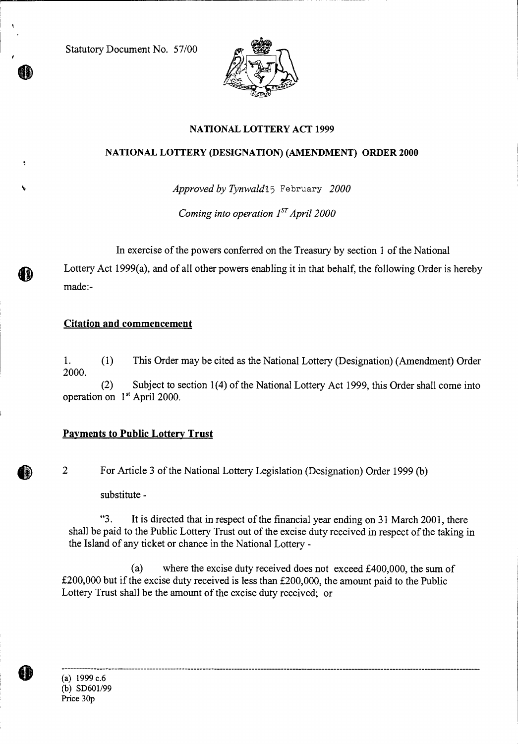Statutory Document No. 57/00

**NATIONAL LOTTERY ACT 1999**

**NATIONAL LOTTERY (DESIGNATION) (AMENDMENT) ORDER 2000**

*Approved by Tynwald* 15 February *2000*

*Coming into operation 1ST April 2000*

In exercise of the powers conferred on the Treasury by section 1 of the National Lottery Act 1999(a), and of all other powers enabling it in that behalf, the following Order is hereby made:-

**Citation and commencement**

1. (1) This Order may be cited as the National Lottery (Designation) (Amendment) Order 2000.

(2) Subject to section 1(4) of the National Lottery Act 1999, this Order shall come into operation on 1st April 2000.

**Payments to Public Lottery Trust**

2 For Article 3 of the National Lottery Legislation (Designation) Order 1999 (b)

substitute -

"3. It is directed that in respect of the financial year ending on 31 March 2001, there shall be paid to the Public Lottery Trust out of the excise duty received in respect of the taking in the Island of any ticket or chance in the National Lottery -

(a) where the excise duty received does not exceed £400,000, the sum of £200,000 but if the excise duty received is less than £200,000, the amount paid to the Public Lottery Trust shall be the amount of the excise duty received; or

---

(a) 1999 c.6
(b) SD601/99
Price 30p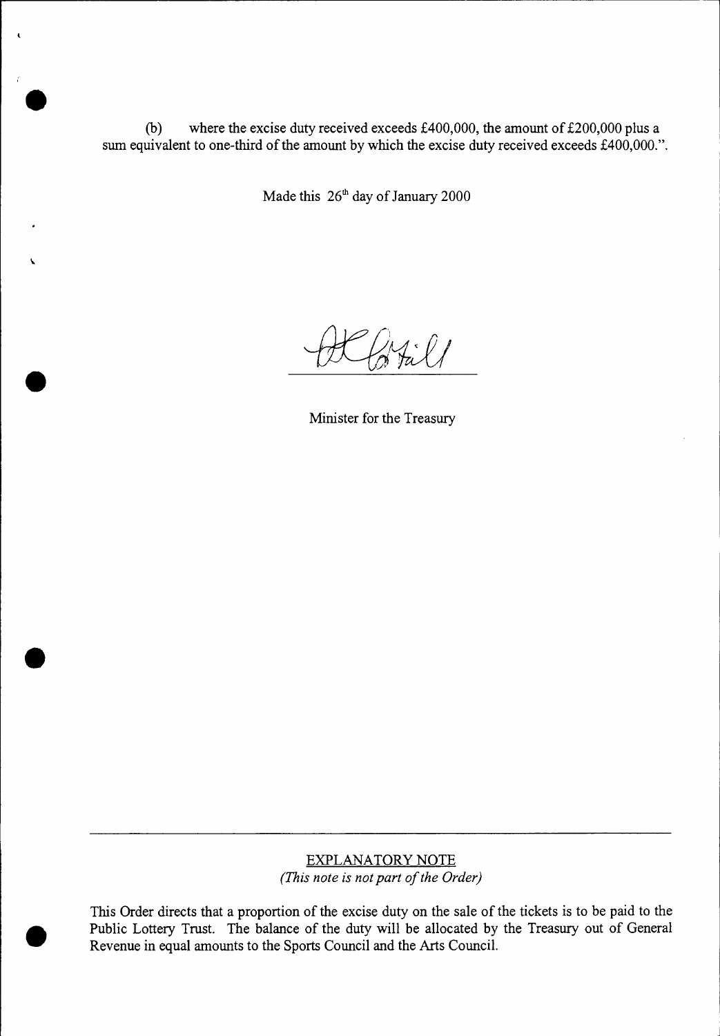(b) where the excise duty received exceeds £400,000, the amount of £200,000 plus a sum equivalent to one-third of the amount by which the excise duty received exceeds £400,000.".

Made this 26th day of January 2000

Minister for the Treasury

---

EXPLANATORY NOTE

*(This note is not part of the Order)*

This Order directs that a proportion of the excise duty on the sale of the tickets is to be paid to the Public Lottery Trust. The balance of the duty will be allocated by the Treasury out of General Revenue in equal amounts to the Sports Council and the Arts Council.